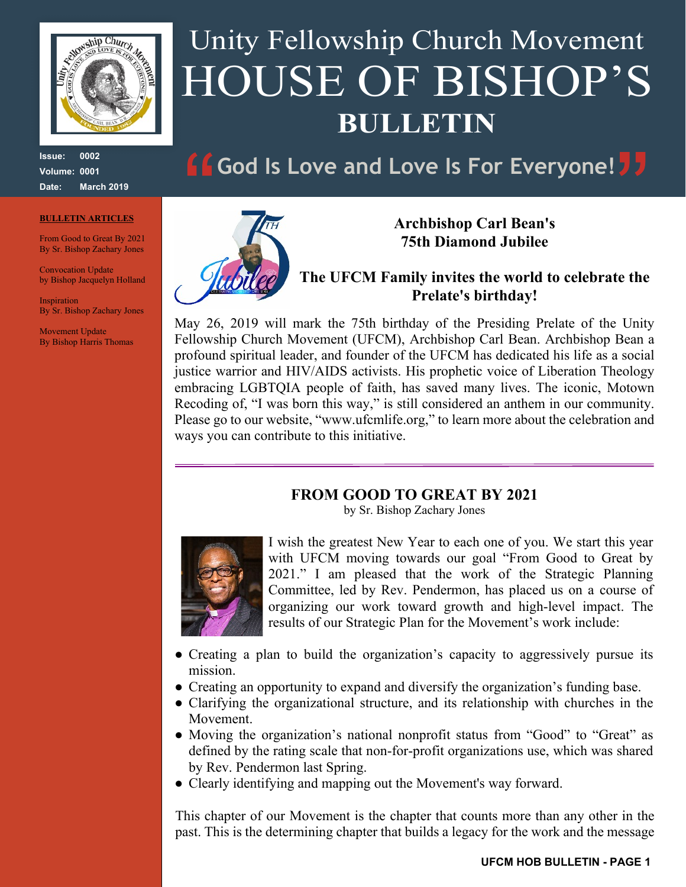# Unity Fellowship Church Movement
# HOUSE OF BISHOP'S
# BULLETIN

**Issue:** 0002
**Volume:** 0001
**Date:** March 2019

## "God Is Love and Love Is For Everyone!"

**BULLETIN ARTICLES**

From Good to Great By 2021
By Sr. Bishop Zachary Jones

Convocation Update
by Bishop Jacquelyn Holland

Inspiration
By Sr. Bishop Zachary Jones

Movement Update
By Bishop Harris Thomas

### Archbishop Carl Bean's 75th Diamond Jubilee

### The UFCM Family invites the world to celebrate the Prelate's birthday!

May 26, 2019 will mark the 75th birthday of the Presiding Prelate of the Unity Fellowship Church Movement (UFCM), Archbishop Carl Bean. Archbishop Bean a profound spiritual leader, and founder of the UFCM has dedicated his life as a social justice warrior and HIV/AIDS activists. His prophetic voice of Liberation Theology embracing LGBTQIA people of faith, has saved many lives. The iconic, Motown Recoding of, "I was born this way," is still considered an anthem in our community. Please go to our website, "www.ufcmlife.org," to learn more about the celebration and ways you can contribute to this initiative.

---

## FROM GOOD TO GREAT BY 2021

by Sr. Bishop Zachary Jones

I wish the greatest New Year to each one of you. We start this year with UFCM moving towards our goal "From Good to Great by 2021." I am pleased that the work of the Strategic Planning Committee, led by Rev. Pendermon, has placed us on a course of organizing our work toward growth and high-level impact. The results of our Strategic Plan for the Movement's work include:

- Creating a plan to build the organization's capacity to aggressively pursue its mission.
- Creating an opportunity to expand and diversify the organization's funding base.
- Clarifying the organizational structure, and its relationship with churches in the Movement.
- Moving the organization's national nonprofit status from "Good" to "Great" as defined by the rating scale that non-for-profit organizations use, which was shared by Rev. Pendermon last Spring.
- Clearly identifying and mapping out the Movement's way forward.

This chapter of our Movement is the chapter that counts more than any other in the past. This is the determining chapter that builds a legacy for the work and the message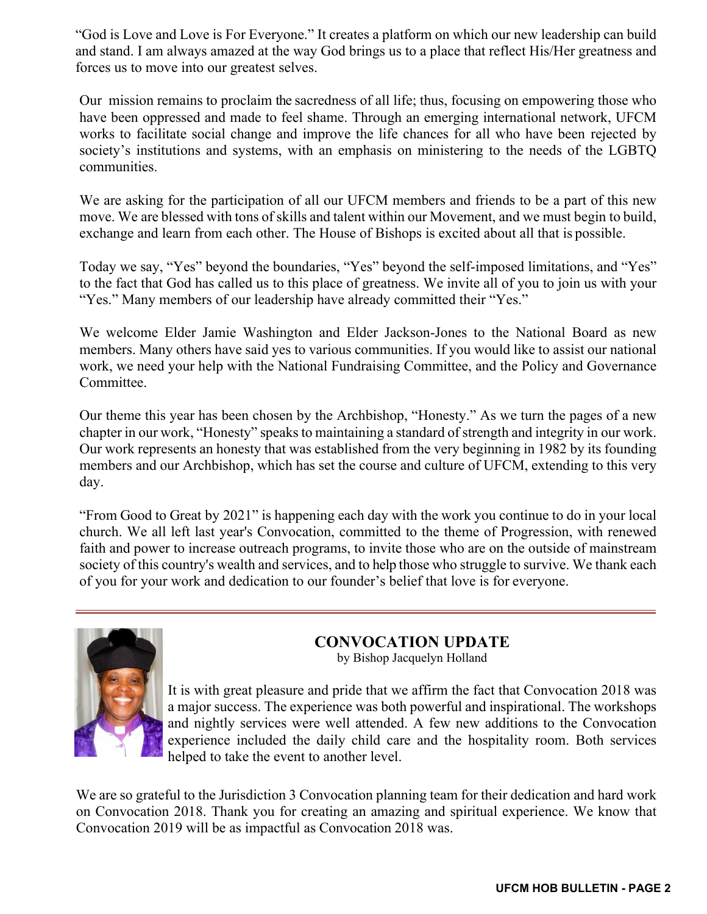"God is Love and Love is For Everyone." It creates a platform on which our new leadership can build and stand. I am always amazed at the way God brings us to a place that reflect His/Her greatness and forces us to move into our greatest selves.

Our mission remains to proclaim the sacredness of all life; thus, focusing on empowering those who have been oppressed and made to feel shame. Through an emerging international network, UFCM works to facilitate social change and improve the life chances for all who have been rejected by society's institutions and systems, with an emphasis on ministering to the needs of the LGBTQ communities.

We are asking for the participation of all our UFCM members and friends to be a part of this new move. We are blessed with tons of skills and talent within our Movement, and we must begin to build, exchange and learn from each other. The House of Bishops is excited about all that is possible.

Today we say, "Yes" beyond the boundaries, "Yes" beyond the self-imposed limitations, and "Yes" to the fact that God has called us to this place of greatness. We invite all of you to join us with your "Yes." Many members of our leadership have already committed their "Yes."

We welcome Elder Jamie Washington and Elder Jackson-Jones to the National Board as new members. Many others have said yes to various communities. If you would like to assist our national work, we need your help with the National Fundraising Committee, and the Policy and Governance Committee.

Our theme this year has been chosen by the Archbishop, "Honesty." As we turn the pages of a new chapter in our work, "Honesty" speaks to maintaining a standard of strength and integrity in our work. Our work represents an honesty that was established from the very beginning in 1982 by its founding members and our Archbishop, which has set the course and culture of UFCM, extending to this very day.

"From Good to Great by 2021" is happening each day with the work you continue to do in your local church. We all left last year's Convocation, committed to the theme of Progression, with renewed faith and power to increase outreach programs, to invite those who are on the outside of mainstream society of this country's wealth and services, and to help those who struggle to survive. We thank each of you for your work and dedication to our founder's belief that love is for everyone.

---

## CONVOCATION UPDATE

by Bishop Jacquelyn Holland

It is with great pleasure and pride that we affirm the fact that Convocation 2018 was a major success. The experience was both powerful and inspirational. The workshops and nightly services were well attended. A few new additions to the Convocation experience included the daily child care and the hospitality room. Both services helped to take the event to another level.

We are so grateful to the Jurisdiction 3 Convocation planning team for their dedication and hard work on Convocation 2018. Thank you for creating an amazing and spiritual experience. We know that Convocation 2019 will be as impactful as Convocation 2018 was.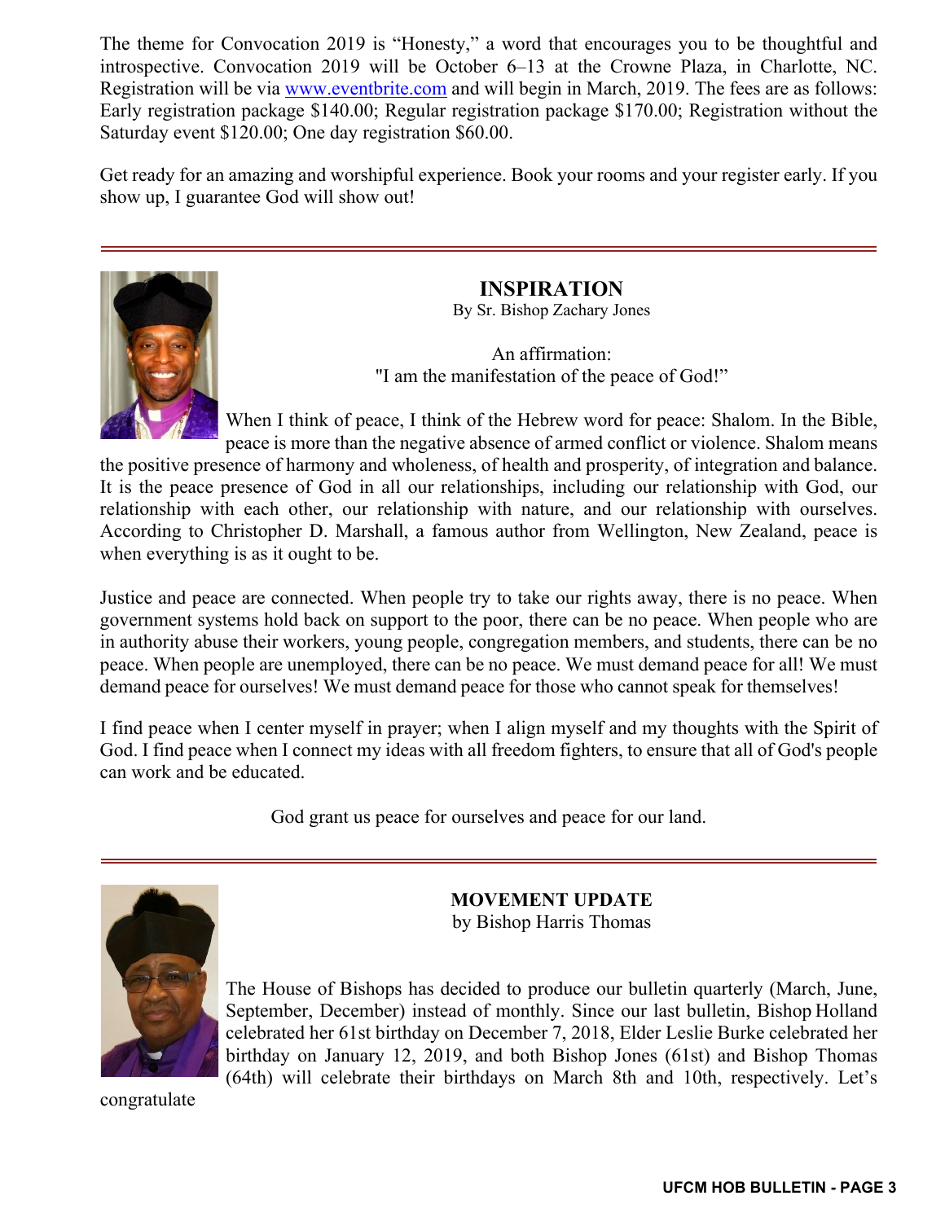The theme for Convocation 2019 is "Honesty," a word that encourages you to be thoughtful and introspective. Convocation 2019 will be October 6–13 at the Crowne Plaza, in Charlotte, NC. Registration will be via [www.eventbrite.com](http://www.eventbrite.com) and will begin in March, 2019. The fees are as follows: Early registration package $140.00; Regular registration package $170.00; Registration without the Saturday event $120.00; One day registration $60.00.

Get ready for an amazing and worshipful experience. Book your rooms and your register early. If you show up, I guarantee God will show out!

---

## INSPIRATION

By Sr. Bishop Zachary Jones

An affirmation:
"I am the manifestation of the peace of God!"

When I think of peace, I think of the Hebrew word for peace: Shalom. In the Bible, peace is more than the negative absence of armed conflict or violence. Shalom means the positive presence of harmony and wholeness, of health and prosperity, of integration and balance. It is the peace presence of God in all our relationships, including our relationship with God, our relationship with each other, our relationship with nature, and our relationship with ourselves. According to Christopher D. Marshall, a famous author from Wellington, New Zealand, peace is when everything is as it ought to be.

Justice and peace are connected. When people try to take our rights away, there is no peace. When government systems hold back on support to the poor, there can be no peace. When people who are in authority abuse their workers, young people, congregation members, and students, there can be no peace. When people are unemployed, there can be no peace. We must demand peace for all! We must demand peace for ourselves! We must demand peace for those who cannot speak for themselves!

I find peace when I center myself in prayer; when I align myself and my thoughts with the Spirit of God. I find peace when I connect my ideas with all freedom fighters, to ensure that all of God's people can work and be educated.

God grant us peace for ourselves and peace for our land.

---

## MOVEMENT UPDATE

by Bishop Harris Thomas

The House of Bishops has decided to produce our bulletin quarterly (March, June, September, December) instead of monthly. Since our last bulletin, Bishop Holland celebrated her 61st birthday on December 7, 2018, Elder Leslie Burke celebrated her birthday on January 12, 2019, and both Bishop Jones (61st) and Bishop Thomas (64th) will celebrate their birthdays on March 8th and 10th, respectively. Let's congratulate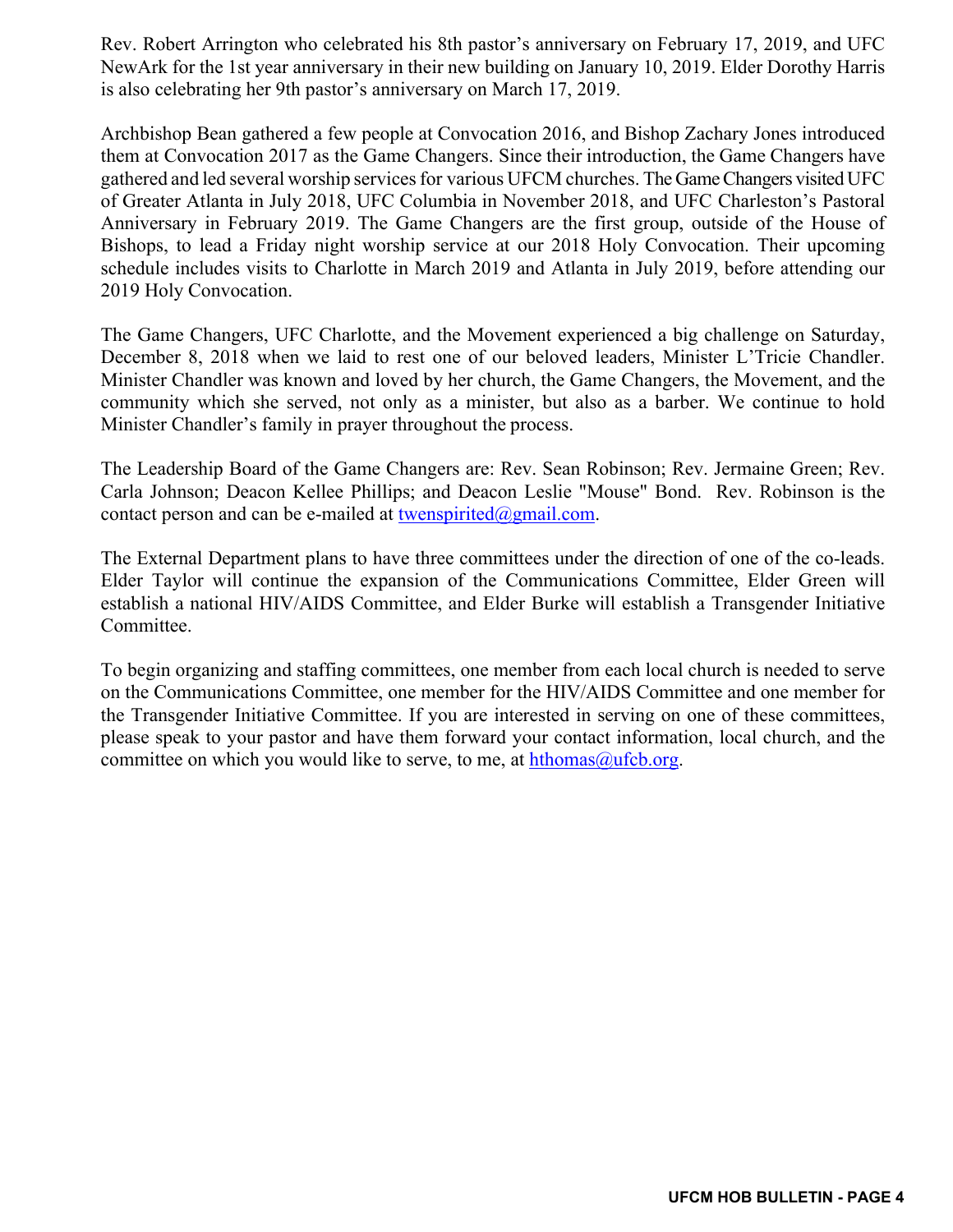Rev. Robert Arrington who celebrated his 8th pastor's anniversary on February 17, 2019, and UFC NewArk for the 1st year anniversary in their new building on January 10, 2019. Elder Dorothy Harris is also celebrating her 9th pastor's anniversary on March 17, 2019.

Archbishop Bean gathered a few people at Convocation 2016, and Bishop Zachary Jones introduced them at Convocation 2017 as the Game Changers. Since their introduction, the Game Changers have gathered and led several worship services for various UFCM churches. The Game Changers visited UFC of Greater Atlanta in July 2018, UFC Columbia in November 2018, and UFC Charleston's Pastoral Anniversary in February 2019. The Game Changers are the first group, outside of the House of Bishops, to lead a Friday night worship service at our 2018 Holy Convocation. Their upcoming schedule includes visits to Charlotte in March 2019 and Atlanta in July 2019, before attending our 2019 Holy Convocation.

The Game Changers, UFC Charlotte, and the Movement experienced a big challenge on Saturday, December 8, 2018 when we laid to rest one of our beloved leaders, Minister L'Tricie Chandler. Minister Chandler was known and loved by her church, the Game Changers, the Movement, and the community which she served, not only as a minister, but also as a barber. We continue to hold Minister Chandler's family in prayer throughout the process.

The Leadership Board of the Game Changers are: Rev. Sean Robinson; Rev. Jermaine Green; Rev. Carla Johnson; Deacon Kellee Phillips; and Deacon Leslie "Mouse" Bond. Rev. Robinson is the contact person and can be e-mailed at twenspirited@gmail.com.

The External Department plans to have three committees under the direction of one of the co-leads. Elder Taylor will continue the expansion of the Communications Committee, Elder Green will establish a national HIV/AIDS Committee, and Elder Burke will establish a Transgender Initiative Committee.

To begin organizing and staffing committees, one member from each local church is needed to serve on the Communications Committee, one member for the HIV/AIDS Committee and one member for the Transgender Initiative Committee. If you are interested in serving on one of these committees, please speak to your pastor and have them forward your contact information, local church, and the committee on which you would like to serve, to me, at hthomas@ufcb.org.